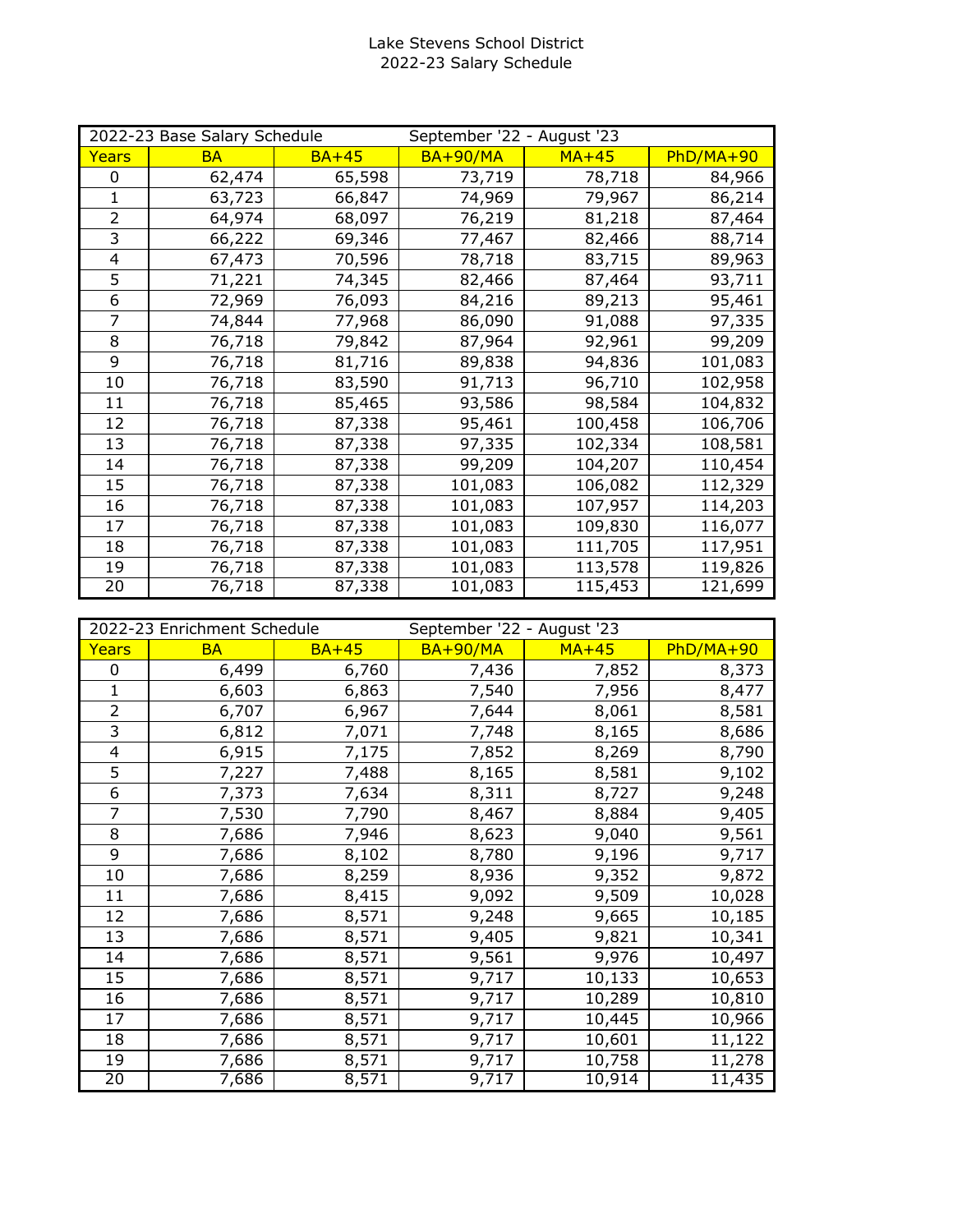# Lake Stevens School District
## 2022-23 Salary Schedule

| 2022-23 Base Salary Schedule | | | September '22 - August '23 | | |
|---|---|---|---|---|---|
| Years | BA | BA+45 | BA+90/MA | MA+45 | PhD/MA+90 |
| 0 | 62,474 | 65,598 | 73,719 | 78,718 | 84,966 |
| 1 | 63,723 | 66,847 | 74,969 | 79,967 | 86,214 |
| 2 | 64,974 | 68,097 | 76,219 | 81,218 | 87,464 |
| 3 | 66,222 | 69,346 | 77,467 | 82,466 | 88,714 |
| 4 | 67,473 | 70,596 | 78,718 | 83,715 | 89,963 |
| 5 | 71,221 | 74,345 | 82,466 | 87,464 | 93,711 |
| 6 | 72,969 | 76,093 | 84,216 | 89,213 | 95,461 |
| 7 | 74,844 | 77,968 | 86,090 | 91,088 | 97,335 |
| 8 | 76,718 | 79,842 | 87,964 | 92,961 | 99,209 |
| 9 | 76,718 | 81,716 | 89,838 | 94,836 | 101,083 |
| 10 | 76,718 | 83,590 | 91,713 | 96,710 | 102,958 |
| 11 | 76,718 | 85,465 | 93,586 | 98,584 | 104,832 |
| 12 | 76,718 | 87,338 | 95,461 | 100,458 | 106,706 |
| 13 | 76,718 | 87,338 | 97,335 | 102,334 | 108,581 |
| 14 | 76,718 | 87,338 | 99,209 | 104,207 | 110,454 |
| 15 | 76,718 | 87,338 | 101,083 | 106,082 | 112,329 |
| 16 | 76,718 | 87,338 | 101,083 | 107,957 | 114,203 |
| 17 | 76,718 | 87,338 | 101,083 | 109,830 | 116,077 |
| 18 | 76,718 | 87,338 | 101,083 | 111,705 | 117,951 |
| 19 | 76,718 | 87,338 | 101,083 | 113,578 | 119,826 |
| 20 | 76,718 | 87,338 | 101,083 | 115,453 | 121,699 |

| 2022-23 Enrichment Schedule | | | September '22 - August '23 | | |
|---|---|---|---|---|---|
| Years | BA | BA+45 | BA+90/MA | MA+45 | PhD/MA+90 |
| 0 | 6,499 | 6,760 | 7,436 | 7,852 | 8,373 |
| 1 | 6,603 | 6,863 | 7,540 | 7,956 | 8,477 |
| 2 | 6,707 | 6,967 | 7,644 | 8,061 | 8,581 |
| 3 | 6,812 | 7,071 | 7,748 | 8,165 | 8,686 |
| 4 | 6,915 | 7,175 | 7,852 | 8,269 | 8,790 |
| 5 | 7,227 | 7,488 | 8,165 | 8,581 | 9,102 |
| 6 | 7,373 | 7,634 | 8,311 | 8,727 | 9,248 |
| 7 | 7,530 | 7,790 | 8,467 | 8,884 | 9,405 |
| 8 | 7,686 | 7,946 | 8,623 | 9,040 | 9,561 |
| 9 | 7,686 | 8,102 | 8,780 | 9,196 | 9,717 |
| 10 | 7,686 | 8,259 | 8,936 | 9,352 | 9,872 |
| 11 | 7,686 | 8,415 | 9,092 | 9,509 | 10,028 |
| 12 | 7,686 | 8,571 | 9,248 | 9,665 | 10,185 |
| 13 | 7,686 | 8,571 | 9,405 | 9,821 | 10,341 |
| 14 | 7,686 | 8,571 | 9,561 | 9,976 | 10,497 |
| 15 | 7,686 | 8,571 | 9,717 | 10,133 | 10,653 |
| 16 | 7,686 | 8,571 | 9,717 | 10,289 | 10,810 |
| 17 | 7,686 | 8,571 | 9,717 | 10,445 | 10,966 |
| 18 | 7,686 | 8,571 | 9,717 | 10,601 | 11,122 |
| 19 | 7,686 | 8,571 | 9,717 | 10,758 | 11,278 |
| 20 | 7,686 | 8,571 | 9,717 | 10,914 | 11,435 |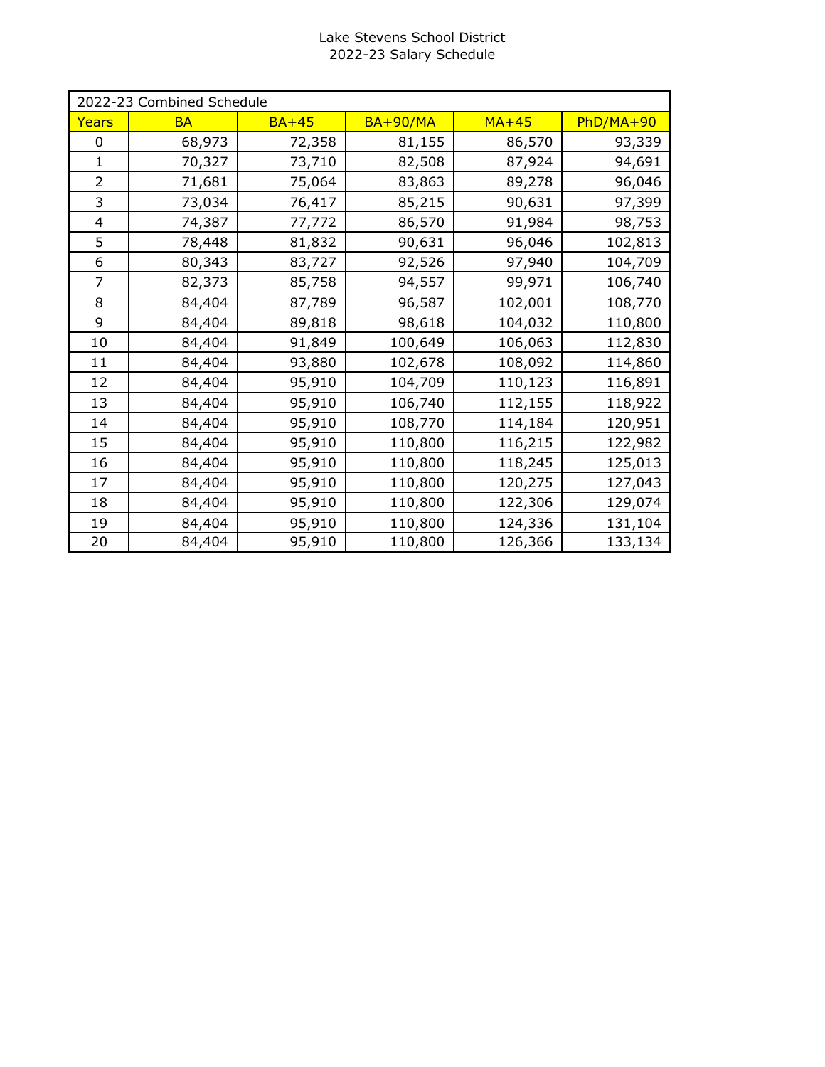Lake Stevens School District
2022-23 Salary Schedule

| 2022-23 Combined Schedule | | | | | |
|---|---|---|---|---|---|
| Years | BA | BA+45 | BA+90/MA | MA+45 | PhD/MA+90 |
| 0 | 68,973 | 72,358 | 81,155 | 86,570 | 93,339 |
| 1 | 70,327 | 73,710 | 82,508 | 87,924 | 94,691 |
| 2 | 71,681 | 75,064 | 83,863 | 89,278 | 96,046 |
| 3 | 73,034 | 76,417 | 85,215 | 90,631 | 97,399 |
| 4 | 74,387 | 77,772 | 86,570 | 91,984 | 98,753 |
| 5 | 78,448 | 81,832 | 90,631 | 96,046 | 102,813 |
| 6 | 80,343 | 83,727 | 92,526 | 97,940 | 104,709 |
| 7 | 82,373 | 85,758 | 94,557 | 99,971 | 106,740 |
| 8 | 84,404 | 87,789 | 96,587 | 102,001 | 108,770 |
| 9 | 84,404 | 89,818 | 98,618 | 104,032 | 110,800 |
| 10 | 84,404 | 91,849 | 100,649 | 106,063 | 112,830 |
| 11 | 84,404 | 93,880 | 102,678 | 108,092 | 114,860 |
| 12 | 84,404 | 95,910 | 104,709 | 110,123 | 116,891 |
| 13 | 84,404 | 95,910 | 106,740 | 112,155 | 118,922 |
| 14 | 84,404 | 95,910 | 108,770 | 114,184 | 120,951 |
| 15 | 84,404 | 95,910 | 110,800 | 116,215 | 122,982 |
| 16 | 84,404 | 95,910 | 110,800 | 118,245 | 125,013 |
| 17 | 84,404 | 95,910 | 110,800 | 120,275 | 127,043 |
| 18 | 84,404 | 95,910 | 110,800 | 122,306 | 129,074 |
| 19 | 84,404 | 95,910 | 110,800 | 124,336 | 131,104 |
| 20 | 84,404 | 95,910 | 110,800 | 126,366 | 133,134 |